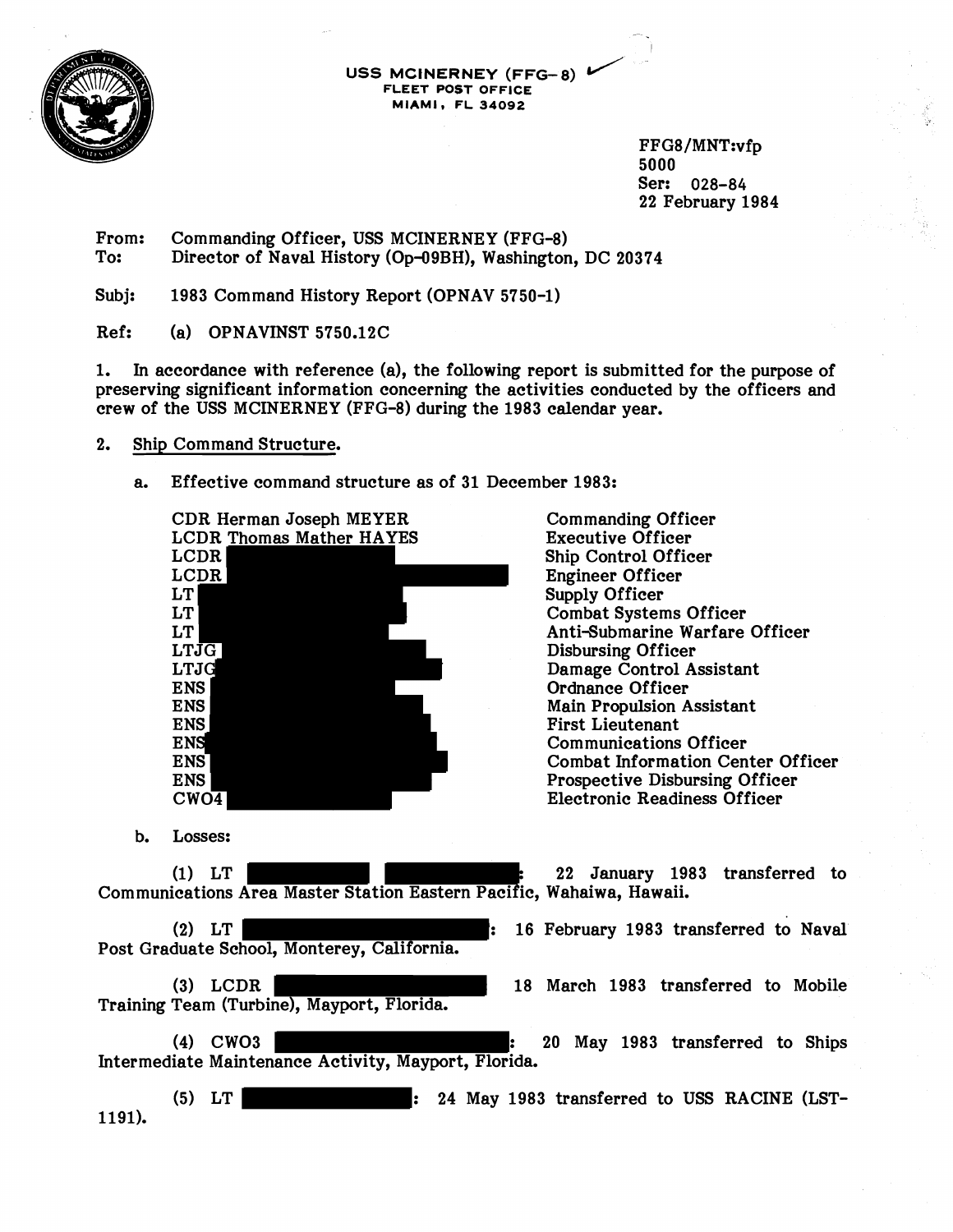USS MCINERNEY (FFG-8)
FLEET POST OFFICE
MIAMI, FL 34092

FFG8/MNT:vfp
5000
Ser: 028-84
22 February 1984

From: Commanding Officer, USS MCINERNEY (FFG-8)
To: Director of Naval History (Op-09BH), Washington, DC 20374

Subj: 1983 Command History Report (OPNAV 5750-1)

Ref: (a) OPNAVINST 5750.12C

1. In accordance with reference (a), the following report is submitted for the purpose of preserving significant information concerning the activities conducted by the officers and crew of the USS MCINERNEY (FFG-8) during the 1983 calendar year.

2. Ship Command Structure.

   a. Effective command structure as of 31 December 1983:

| | |
|---|---|
| CDR Herman Joseph MEYER | Commanding Officer |
| LCDR Thomas Mather HAYES | Executive Officer |
| LCDR | Ship Control Officer |
| LCDR | Engineer Officer |
| LT | Supply Officer |
| LT | Combat Systems Officer |
| LT | Anti-Submarine Warfare Officer |
| LTJG | Disbursing Officer |
| LTJG | Damage Control Assistant |
| ENS | Ordnance Officer |
| ENS | Main Propulsion Assistant |
| ENS | First Lieutenant |
| ENS | Communications Officer |
| ENS | Combat Information Center Officer |
| ENS | Prospective Disbursing Officer |
| CWO4 | Electronic Readiness Officer |

   b. Losses:

      (1) LT : 22 January 1983 transferred to Communications Area Master Station Eastern Pacific, Wahaiwa, Hawaii.

      (2) LT : 16 February 1983 transferred to Naval Post Graduate School, Monterey, California.

      (3) LCDR 18 March 1983 transferred to Mobile Training Team (Turbine), Mayport, Florida.

      (4) CWO3 : 20 May 1983 transferred to Ships Intermediate Maintenance Activity, Mayport, Florida.

      (5) LT : 24 May 1983 transferred to USS RACINE (LST-1191).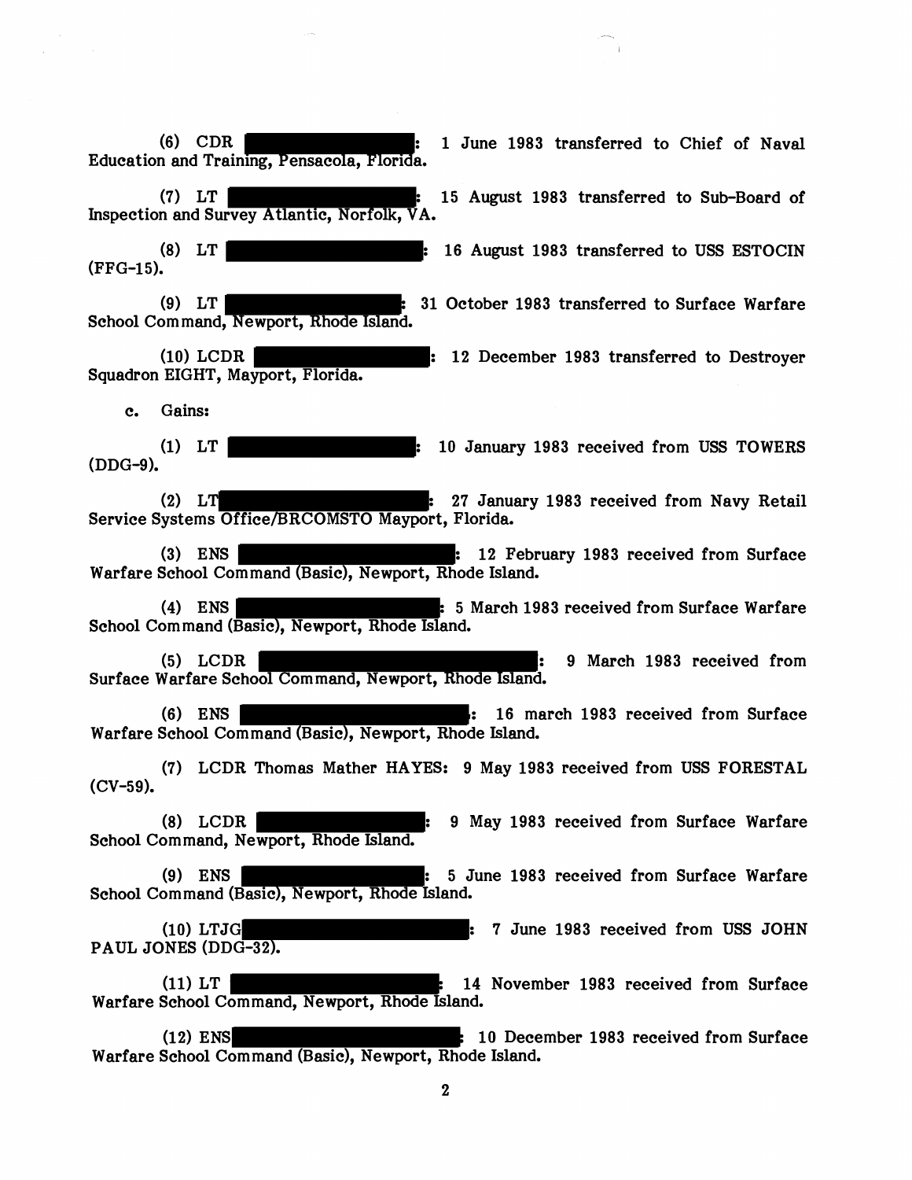(6) CDR [REDACTED]: 1 June 1983 transferred to Chief of Naval Education and Training, Pensacola, Florida.

(7) LT [REDACTED]: 15 August 1983 transferred to Sub-Board of Inspection and Survey Atlantic, Norfolk, VA.

(8) LT [REDACTED]: 16 August 1983 transferred to USS ESTOCIN (FFG-15).

(9) LT [REDACTED]: 31 October 1983 transferred to Surface Warfare School Command, Newport, Rhode Island.

(10) LCDR [REDACTED]: 12 December 1983 transferred to Destroyer Squadron EIGHT, Mayport, Florida.

c. Gains:

(1) LT [REDACTED]: 10 January 1983 received from USS TOWERS (DDG-9).

(2) LT [REDACTED]: 27 January 1983 received from Navy Retail Service Systems Office/BRCOMSTO Mayport, Florida.

(3) ENS [REDACTED]: 12 February 1983 received from Surface Warfare School Command (Basic), Newport, Rhode Island.

(4) ENS [REDACTED]: 5 March 1983 received from Surface Warfare School Command (Basic), Newport, Rhode Island.

(5) LCDR [REDACTED]: 9 March 1983 received from Surface Warfare School Command, Newport, Rhode Island.

(6) ENS [REDACTED]: 16 march 1983 received from Surface Warfare School Command (Basic), Newport, Rhode Island.

(7) LCDR Thomas Mather HAYES: 9 May 1983 received from USS FORESTAL (CV-59).

(8) LCDR [REDACTED]: 9 May 1983 received from Surface Warfare School Command, Newport, Rhode Island.

(9) ENS [REDACTED]: 5 June 1983 received from Surface Warfare School Command (Basic), Newport, Rhode Island.

(10) LTJG [REDACTED]: 7 June 1983 received from USS JOHN PAUL JONES (DDG-32).

(11) LT [REDACTED]: 14 November 1983 received from Surface Warfare School Command, Newport, Rhode Island.

(12) ENS [REDACTED]: 10 December 1983 received from Surface Warfare School Command (Basic), Newport, Rhode Island.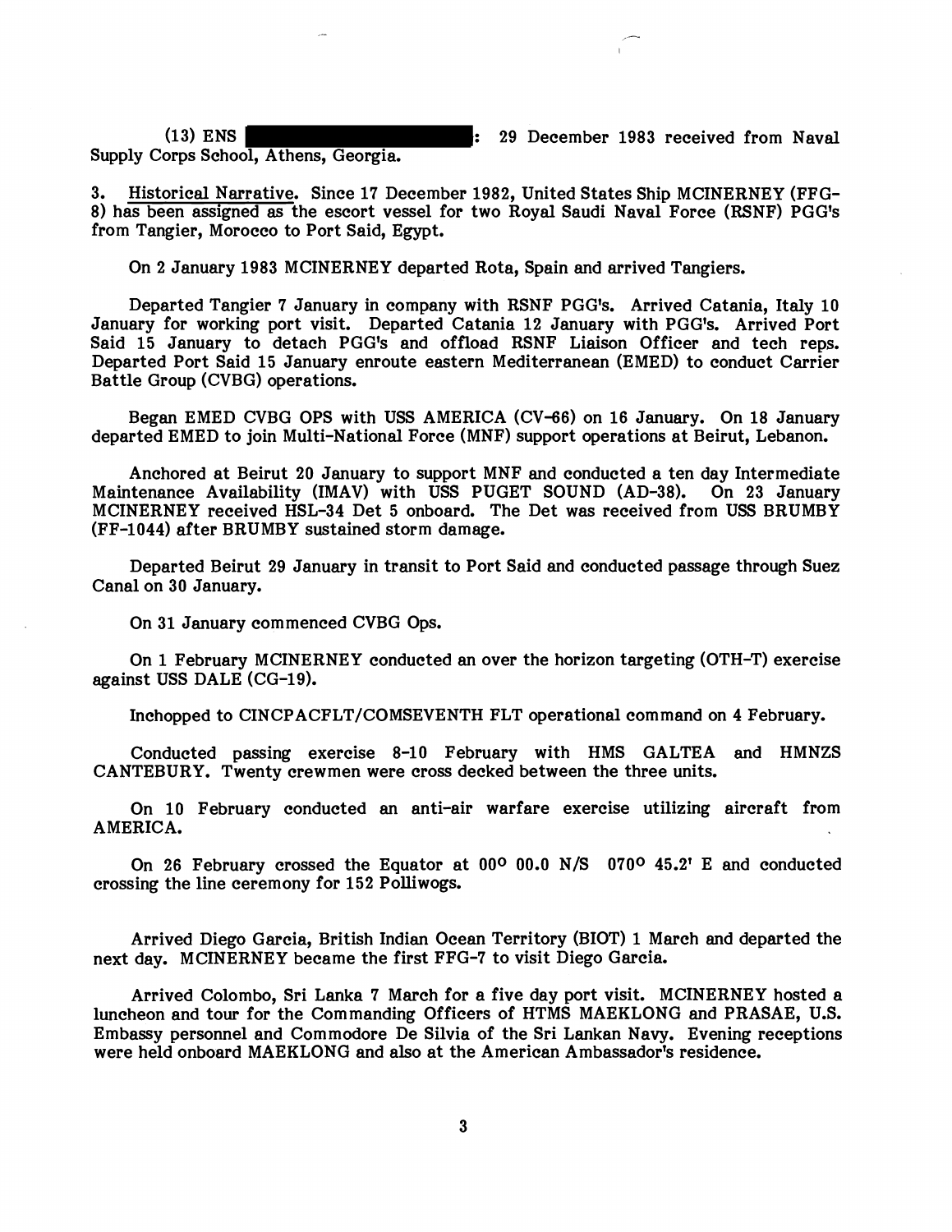(13) ENS [REDACTED]: 29 December 1983 received from Naval Supply Corps School, Athens, Georgia.

3. Historical Narrative. Since 17 December 1982, United States Ship MCINERNEY (FFG-8) has been assigned as the escort vessel for two Royal Saudi Naval Force (RSNF) PGG's from Tangier, Morocco to Port Said, Egypt.

On 2 January 1983 MCINERNEY departed Rota, Spain and arrived Tangiers.

Departed Tangier 7 January in company with RSNF PGG's. Arrived Catania, Italy 10 January for working port visit. Departed Catania 12 January with PGG's. Arrived Port Said 15 January to detach PGG's and offload RSNF Liaison Officer and tech reps. Departed Port Said 15 January enroute eastern Mediterranean (EMED) to conduct Carrier Battle Group (CVBG) operations.

Began EMED CVBG OPS with USS AMERICA (CV-66) on 16 January. On 18 January departed EMED to join Multi-National Force (MNF) support operations at Beirut, Lebanon.

Anchored at Beirut 20 January to support MNF and conducted a ten day Intermediate Maintenance Availability (IMAV) with USS PUGET SOUND (AD-38). On 23 January MCINERNEY received HSL-34 Det 5 onboard. The Det was received from USS BRUMBY (FF-1044) after BRUMBY sustained storm damage.

Departed Beirut 29 January in transit to Port Said and conducted passage through Suez Canal on 30 January.

On 31 January commenced CVBG Ops.

On 1 February MCINERNEY conducted an over the horizon targeting (OTH-T) exercise against USS DALE (CG-19).

Inchopped to CINCPACFLT/COMSEVENTH FLT operational command on 4 February.

Conducted passing exercise 8-10 February with HMS GALTEA and HMNZS CANTEBURY. Twenty crewmen were cross decked between the three units.

On 10 February conducted an anti-air warfare exercise utilizing aircraft from AMERICA.

On 26 February crossed the Equator at 00° 00.0 N/S 070° 45.2' E and conducted crossing the line ceremony for 152 Polliwogs.

Arrived Diego Garcia, British Indian Ocean Territory (BIOT) 1 March and departed the next day. MCINERNEY became the first FFG-7 to visit Diego Garcia.

Arrived Colombo, Sri Lanka 7 March for a five day port visit. MCINERNEY hosted a luncheon and tour for the Commanding Officers of HTMS MAEKLONG and PRASAE, U.S. Embassy personnel and Commodore De Silvia of the Sri Lankan Navy. Evening receptions were held onboard MAEKLONG and also at the American Ambassador's residence.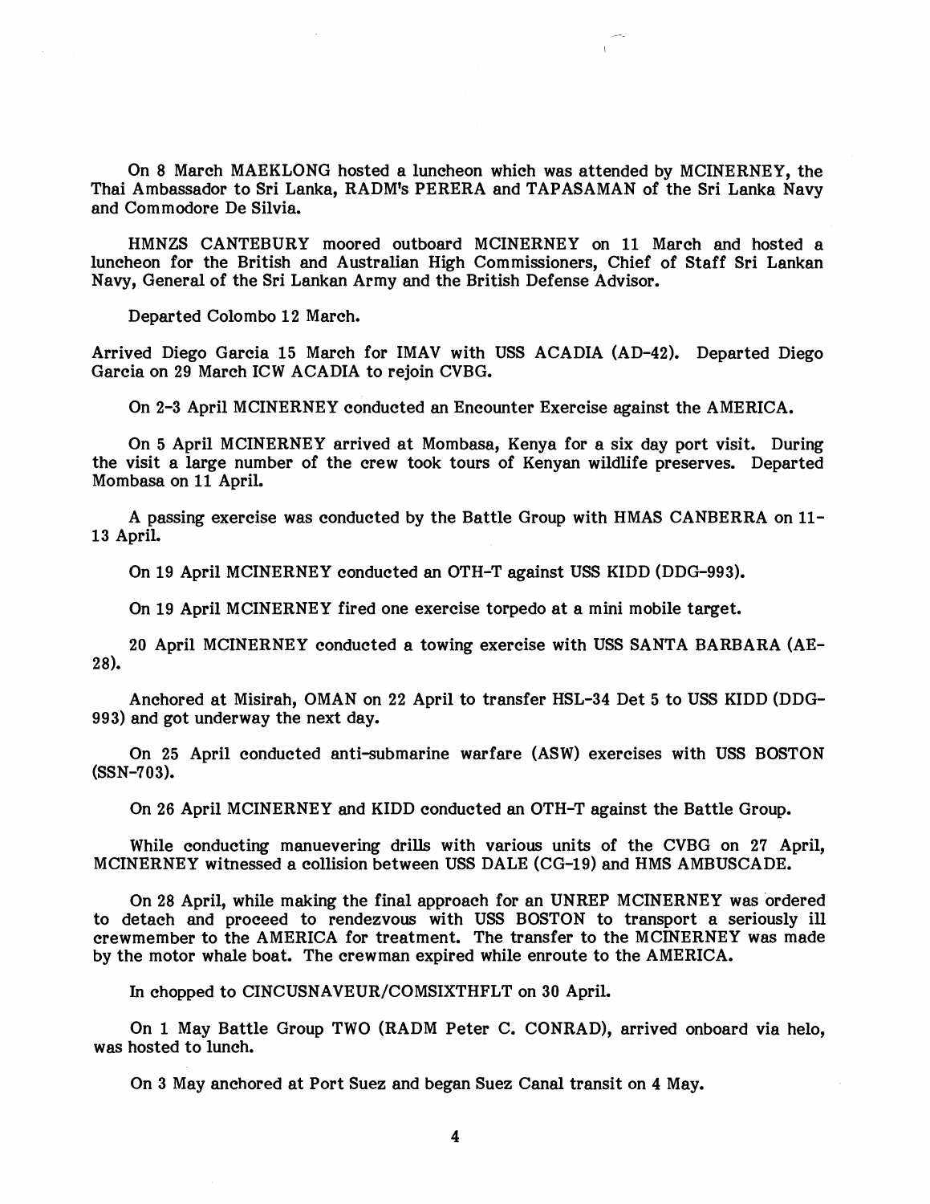On 8 March MAEKLONG hosted a luncheon which was attended by MCINERNEY, the Thai Ambassador to Sri Lanka, RADM's PERERA and TAPASAMAN of the Sri Lanka Navy and Commodore De Silvia.

HMNZS CANTEBURY moored outboard MCINERNEY on 11 March and hosted a luncheon for the British and Australian High Commissioners, Chief of Staff Sri Lankan Navy, General of the Sri Lankan Army and the British Defense Advisor.

Departed Colombo 12 March.

Arrived Diego Garcia 15 March for IMAV with USS ACADIA (AD-42). Departed Diego Garcia on 29 March ICW ACADIA to rejoin CVBG.

On 2-3 April MCINERNEY conducted an Encounter Exercise against the AMERICA.

On 5 April MCINERNEY arrived at Mombasa, Kenya for a six day port visit. During the visit a large number of the crew took tours of Kenyan wildlife preserves. Departed Mombasa on 11 April.

A passing exercise was conducted by the Battle Group with HMAS CANBERRA on 11-13 April.

On 19 April MCINERNEY conducted an OTH-T against USS KIDD (DDG-993).

On 19 April MCINERNEY fired one exercise torpedo at a mini mobile target.

20 April MCINERNEY conducted a towing exercise with USS SANTA BARBARA (AE-28).

Anchored at Misirah, OMAN on 22 April to transfer HSL-34 Det 5 to USS KIDD (DDG-993) and got underway the next day.

On 25 April conducted anti-submarine warfare (ASW) exercises with USS BOSTON (SSN-703).

On 26 April MCINERNEY and KIDD conducted an OTH-T against the Battle Group.

While conducting manuevering drills with various units of the CVBG on 27 April, MCINERNEY witnessed a collision between USS DALE (CG-19) and HMS AMBUSCADE.

On 28 April, while making the final approach for an UNREP MCINERNEY was ordered to detach and proceed to rendezvous with USS BOSTON to transport a seriously ill crewmember to the AMERICA for treatment. The transfer to the MCINERNEY was made by the motor whale boat. The crewman expired while enroute to the AMERICA.

In chopped to CINCUSNAVEUR/COMSIXTHFLT on 30 April.

On 1 May Battle Group TWO (RADM Peter C. CONRAD), arrived onboard via helo, was hosted to lunch.

On 3 May anchored at Port Suez and began Suez Canal transit on 4 May.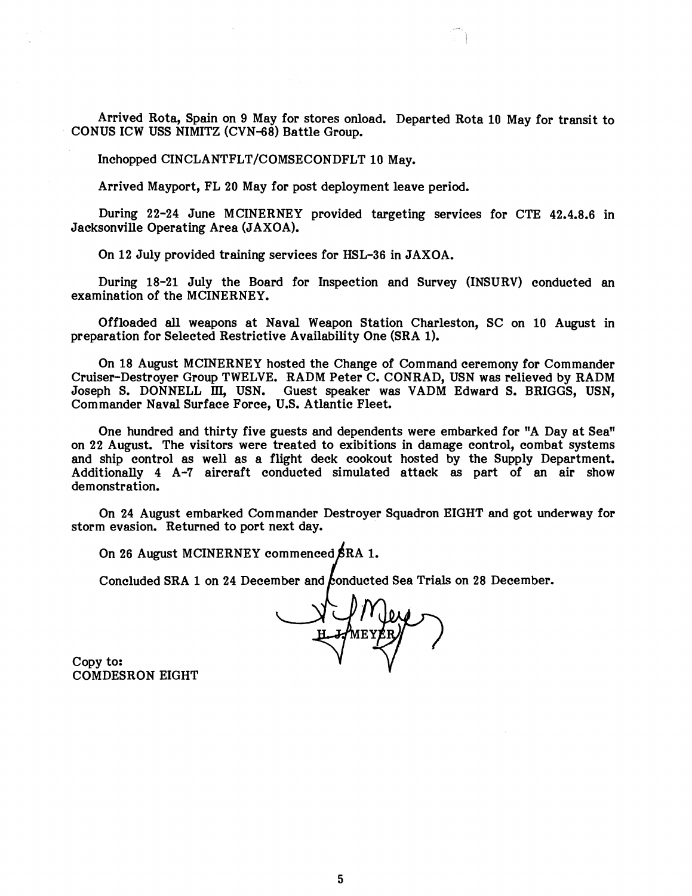Arrived Rota, Spain on 9 May for stores onload. Departed Rota 10 May for transit to CONUS ICW USS NIMITZ (CVN-68) Battle Group.

Inchopped CINCLANTFLT/COMSECONDFLT 10 May.

Arrived Mayport, FL 20 May for post deployment leave period.

During 22-24 June MCINERNEY provided targeting services for CTE 42.4.8.6 in Jacksonville Operating Area (JAXOA).

On 12 July provided training services for HSL-36 in JAXOA.

During 18-21 July the Board for Inspection and Survey (INSURV) conducted an examination of the MCINERNEY.

Offloaded all weapons at Naval Weapon Station Charleston, SC on 10 August in preparation for Selected Restrictive Availability One (SRA 1).

On 18 August MCINERNEY hosted the Change of Command ceremony for Commander Cruiser-Destroyer Group TWELVE. RADM Peter C. CONRAD, USN was relieved by RADM Joseph S. DONNELL III, USN. Guest speaker was VADM Edward S. BRIGGS, USN, Commander Naval Surface Force, U.S. Atlantic Fleet.

One hundred and thirty five guests and dependents were embarked for "A Day at Sea" on 22 August. The visitors were treated to exibitions in damage control, combat systems and ship control as well as a flight deck cookout hosted by the Supply Department. Additionally 4 A-7 aircraft conducted simulated attack as part of an air show demonstration.

On 24 August embarked Commander Destroyer Squadron EIGHT and got underway for storm evasion. Returned to port next day.

On 26 August MCINERNEY commenced SRA 1.

Concluded SRA 1 on 24 December and conducted Sea Trials on 28 December.

H. J. MEYER

Copy to:
COMDESRON EIGHT